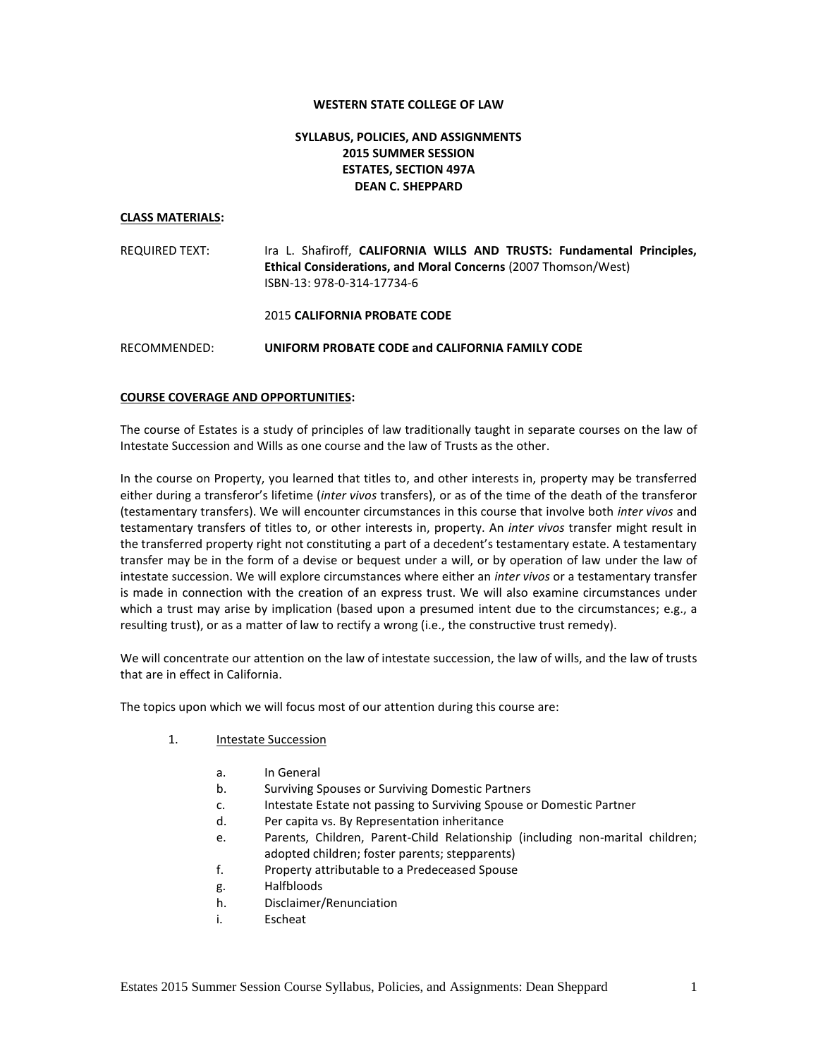**WESTERN STATE COLLEGE OF LAW**

**SYLLABUS, POLICIES, AND ASSIGNMENTS**
**2015 SUMMER SESSION**
**ESTATES, SECTION 497A**
**DEAN C. SHEPPARD**

**CLASS MATERIALS:**

REQUIRED TEXT: Ira L. Shafiroff, **CALIFORNIA WILLS AND TRUSTS: Fundamental Principles, Ethical Considerations, and Moral Concerns** (2007 Thomson/West)
ISBN-13: 978-0-314-17734-6

2015 **CALIFORNIA PROBATE CODE**

RECOMMENDED: **UNIFORM PROBATE CODE and CALIFORNIA FAMILY CODE**

**COURSE COVERAGE AND OPPORTUNITIES:**

The course of Estates is a study of principles of law traditionally taught in separate courses on the law of Intestate Succession and Wills as one course and the law of Trusts as the other.

In the course on Property, you learned that titles to, and other interests in, property may be transferred either during a transferor's lifetime (*inter vivos* transfers), or as of the time of the death of the transferor (testamentary transfers). We will encounter circumstances in this course that involve both *inter vivos* and testamentary transfers of titles to, or other interests in, property. An *inter vivos* transfer might result in the transferred property right not constituting a part of a decedent's testamentary estate. A testamentary transfer may be in the form of a devise or bequest under a will, or by operation of law under the law of intestate succession. We will explore circumstances where either an *inter vivos* or a testamentary transfer is made in connection with the creation of an express trust. We will also examine circumstances under which a trust may arise by implication (based upon a presumed intent due to the circumstances; e.g., a resulting trust), or as a matter of law to rectify a wrong (i.e., the constructive trust remedy).

We will concentrate our attention on the law of intestate succession, the law of wills, and the law of trusts that are in effect in California.

The topics upon which we will focus most of our attention during this course are:

1. Intestate Succession

   a. In General
   b. Surviving Spouses or Surviving Domestic Partners
   c. Intestate Estate not passing to Surviving Spouse or Domestic Partner
   d. Per capita vs. By Representation inheritance
   e. Parents, Children, Parent-Child Relationship (including non-marital children; adopted children; foster parents; stepparents)
   f. Property attributable to a Predeceased Spouse
   g. Halfbloods
   h. Disclaimer/Renunciation
   i. Escheat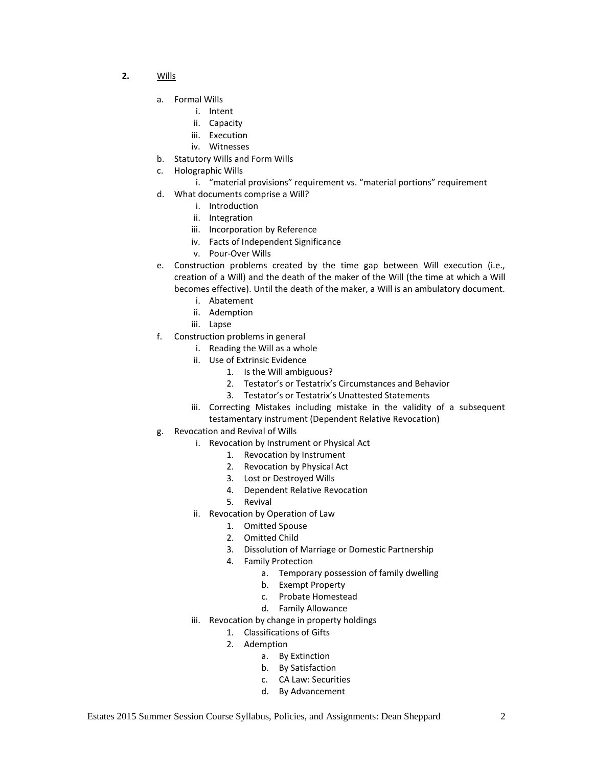**2.** <u>Wills</u>

a. Formal Wills
   i. Intent
   ii. Capacity
   iii. Execution
   iv. Witnesses
b. Statutory Wills and Form Wills
c. Holographic Wills
   i. "material provisions" requirement vs. "material portions" requirement
d. What documents comprise a Will?
   i. Introduction
   ii. Integration
   iii. Incorporation by Reference
   iv. Facts of Independent Significance
   v. Pour-Over Wills
e. Construction problems created by the time gap between Will execution (i.e., creation of a Will) and the death of the maker of the Will (the time at which a Will becomes effective). Until the death of the maker, a Will is an ambulatory document.
   i. Abatement
   ii. Ademption
   iii. Lapse
f. Construction problems in general
   i. Reading the Will as a whole
   ii. Use of Extrinsic Evidence
      1. Is the Will ambiguous?
      2. Testator's or Testatrix's Circumstances and Behavior
      3. Testator's or Testatrix's Unattested Statements
   iii. Correcting Mistakes including mistake in the validity of a subsequent testamentary instrument (Dependent Relative Revocation)
g. Revocation and Revival of Wills
   i. Revocation by Instrument or Physical Act
      1. Revocation by Instrument
      2. Revocation by Physical Act
      3. Lost or Destroyed Wills
      4. Dependent Relative Revocation
      5. Revival
   ii. Revocation by Operation of Law
      1. Omitted Spouse
      2. Omitted Child
      3. Dissolution of Marriage or Domestic Partnership
      4. Family Protection
         a. Temporary possession of family dwelling
         b. Exempt Property
         c. Probate Homestead
         d. Family Allowance
   iii. Revocation by change in property holdings
      1. Classifications of Gifts
      2. Ademption
         a. By Extinction
         b. By Satisfaction
         c. CA Law: Securities
         d. By Advancement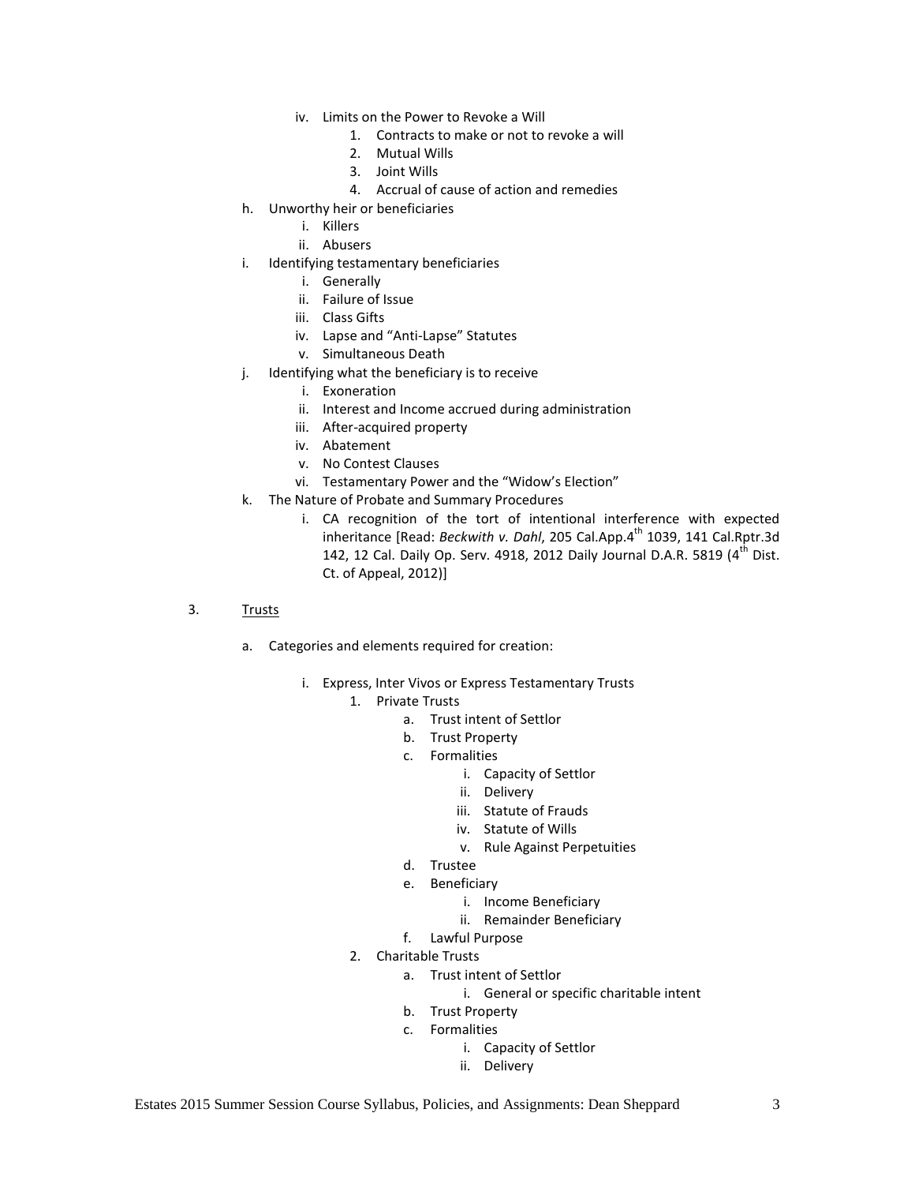- iv. Limits on the Power to Revoke a Will
  - 1. Contracts to make or not to revoke a will
  - 2. Mutual Wills
  - 3. Joint Wills
  - 4. Accrual of cause of action and remedies
- h. Unworthy heir or beneficiaries
  - i. Killers
  - ii. Abusers
- i. Identifying testamentary beneficiaries
  - i. Generally
  - ii. Failure of Issue
  - iii. Class Gifts
  - iv. Lapse and "Anti-Lapse" Statutes
  - v. Simultaneous Death
- j. Identifying what the beneficiary is to receive
  - i. Exoneration
  - ii. Interest and Income accrued during administration
  - iii. After-acquired property
  - iv. Abatement
  - v. No Contest Clauses
  - vi. Testamentary Power and the "Widow's Election"
- k. The Nature of Probate and Summary Procedures
  - i. CA recognition of the tort of intentional interference with expected inheritance [Read: *Beckwith v. Dahl*, 205 Cal.App.4th 1039, 141 Cal.Rptr.3d 142, 12 Cal. Daily Op. Serv. 4918, 2012 Daily Journal D.A.R. 5819 (4th Dist. Ct. of Appeal, 2012)]

3. <u>Trusts</u>

- a. Categories and elements required for creation:
  - i. Express, Inter Vivos or Express Testamentary Trusts
    - 1. Private Trusts
      - a. Trust intent of Settlor
      - b. Trust Property
      - c. Formalities
        - i. Capacity of Settlor
        - ii. Delivery
        - iii. Statute of Frauds
        - iv. Statute of Wills
        - v. Rule Against Perpetuities
      - d. Trustee
      - e. Beneficiary
        - i. Income Beneficiary
        - ii. Remainder Beneficiary
      - f. Lawful Purpose
    - 2. Charitable Trusts
      - a. Trust intent of Settlor
        - i. General or specific charitable intent
      - b. Trust Property
      - c. Formalities
        - i. Capacity of Settlor
        - ii. Delivery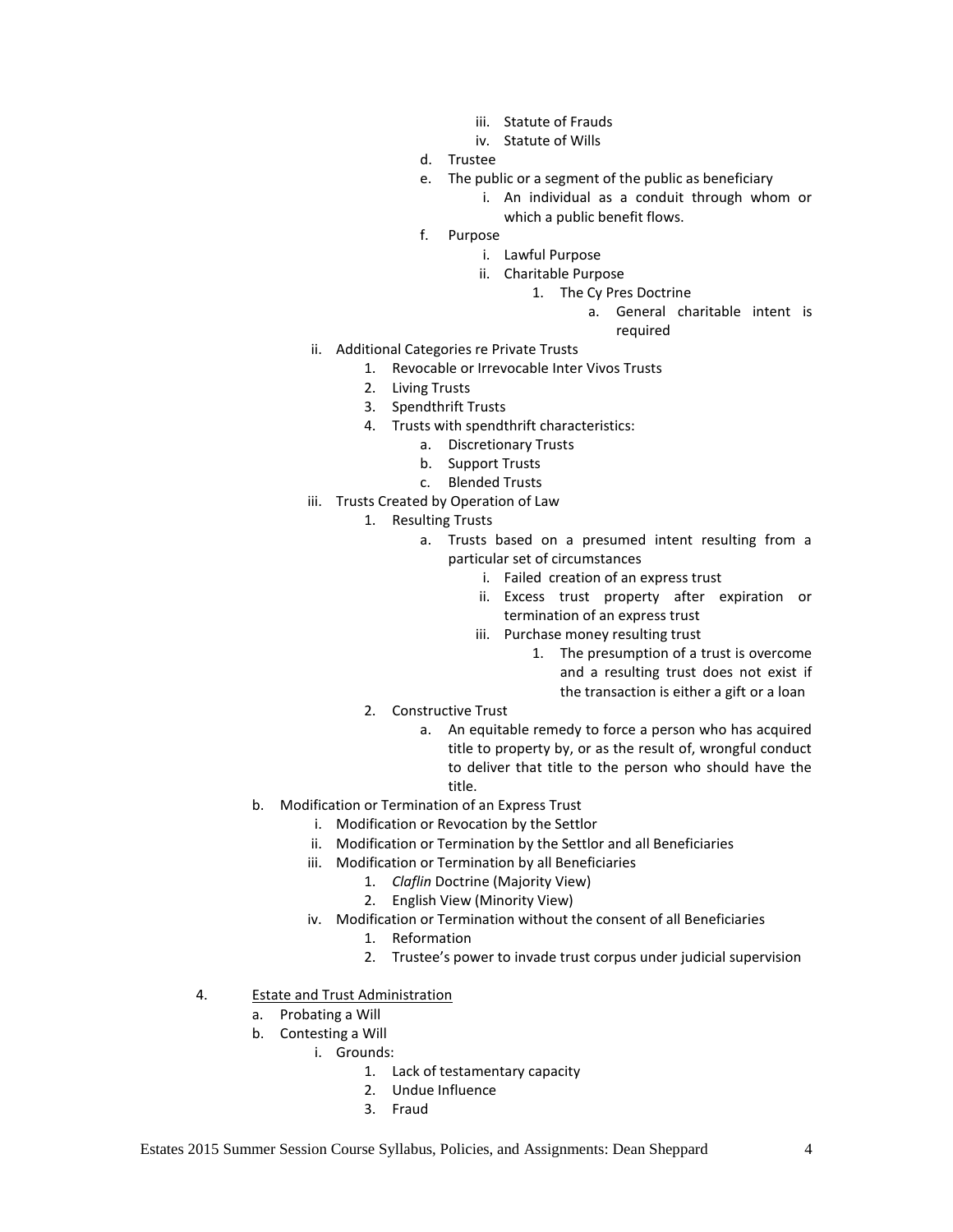- iii. Statute of Frauds
            - iv. Statute of Wills
         - d. Trustee
         - e. The public or a segment of the public as beneficiary
            - i. An individual as a conduit through whom or which a public benefit flows.
         - f. Purpose
            - i. Lawful Purpose
            - ii. Charitable Purpose
               1. The Cy Pres Doctrine
                  - a. General charitable intent is required
   - ii. Additional Categories re Private Trusts
      1. Revocable or Irrevocable Inter Vivos Trusts
      2. Living Trusts
      3. Spendthrift Trusts
      4. Trusts with spendthrift characteristics:
         - a. Discretionary Trusts
         - b. Support Trusts
         - c. Blended Trusts
   - iii. Trusts Created by Operation of Law
      1. Resulting Trusts
         - a. Trusts based on a presumed intent resulting from a particular set of circumstances
            - i. Failed creation of an express trust
            - ii. Excess trust property after expiration or termination of an express trust
            - iii. Purchase money resulting trust
               1. The presumption of a trust is overcome and a resulting trust does not exist if the transaction is either a gift or a loan
      2. Constructive Trust
         - a. An equitable remedy to force a person who has acquired title to property by, or as the result of, wrongful conduct to deliver that title to the person who should have the title.
- b. Modification or Termination of an Express Trust
   - i. Modification or Revocation by the Settlor
   - ii. Modification or Termination by the Settlor and all Beneficiaries
   - iii. Modification or Termination by all Beneficiaries
      1. *Claflin* Doctrine (Majority View)
      2. English View (Minority View)
   - iv. Modification or Termination without the consent of all Beneficiaries
      1. Reformation
      2. Trustee's power to invade trust corpus under judicial supervision

4. <u>Estate and Trust Administration</u>
   - a. Probating a Will
   - b. Contesting a Will
      - i. Grounds:
         1. Lack of testamentary capacity
         2. Undue Influence
         3. Fraud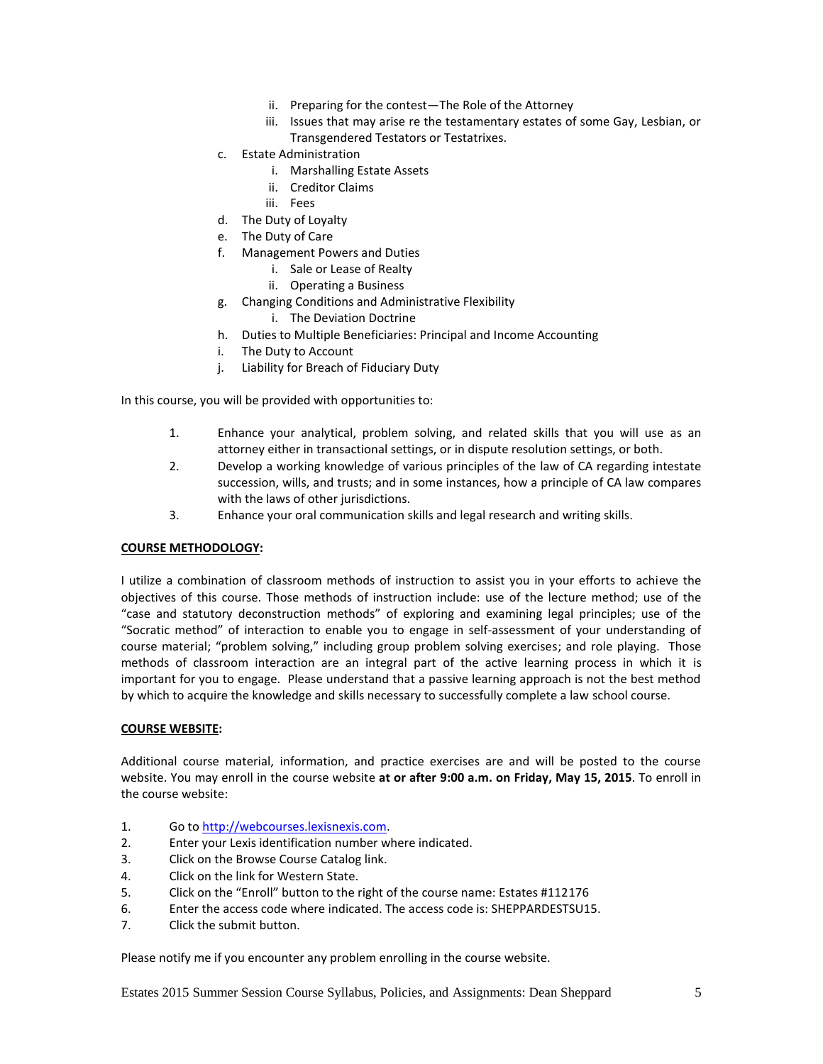ii. Preparing for the contest—The Role of the Attorney
      iii. Issues that may arise re the testamentary estates of some Gay, Lesbian, or Transgendered Testators or Testatrixes.
   c. Estate Administration
      i. Marshalling Estate Assets
      ii. Creditor Claims
      iii. Fees
   d. The Duty of Loyalty
   e. The Duty of Care
   f. Management Powers and Duties
      i. Sale or Lease of Realty
      ii. Operating a Business
   g. Changing Conditions and Administrative Flexibility
      i. The Deviation Doctrine
   h. Duties to Multiple Beneficiaries: Principal and Income Accounting
   i. The Duty to Account
   j. Liability for Breach of Fiduciary Duty

In this course, you will be provided with opportunities to:

1. Enhance your analytical, problem solving, and related skills that you will use as an attorney either in transactional settings, or in dispute resolution settings, or both.
2. Develop a working knowledge of various principles of the law of CA regarding intestate succession, wills, and trusts; and in some instances, how a principle of CA law compares with the laws of other jurisdictions.
3. Enhance your oral communication skills and legal research and writing skills.

**COURSE METHODOLOGY:**

I utilize a combination of classroom methods of instruction to assist you in your efforts to achieve the objectives of this course. Those methods of instruction include: use of the lecture method; use of the "case and statutory deconstruction methods" of exploring and examining legal principles; use of the "Socratic method" of interaction to enable you to engage in self-assessment of your understanding of course material; "problem solving," including group problem solving exercises; and role playing. Those methods of classroom interaction are an integral part of the active learning process in which it is important for you to engage. Please understand that a passive learning approach is not the best method by which to acquire the knowledge and skills necessary to successfully complete a law school course.

**COURSE WEBSITE:**

Additional course material, information, and practice exercises are and will be posted to the course website. You may enroll in the course website **at or after 9:00 a.m. on Friday, May 15, 2015**. To enroll in the course website:

1. Go to http://webcourses.lexisnexis.com.
2. Enter your Lexis identification number where indicated.
3. Click on the Browse Course Catalog link.
4. Click on the link for Western State.
5. Click on the "Enroll" button to the right of the course name: Estates #112176
6. Enter the access code where indicated. The access code is: SHEPPARDESTSU15.
7. Click the submit button.

Please notify me if you encounter any problem enrolling in the course website.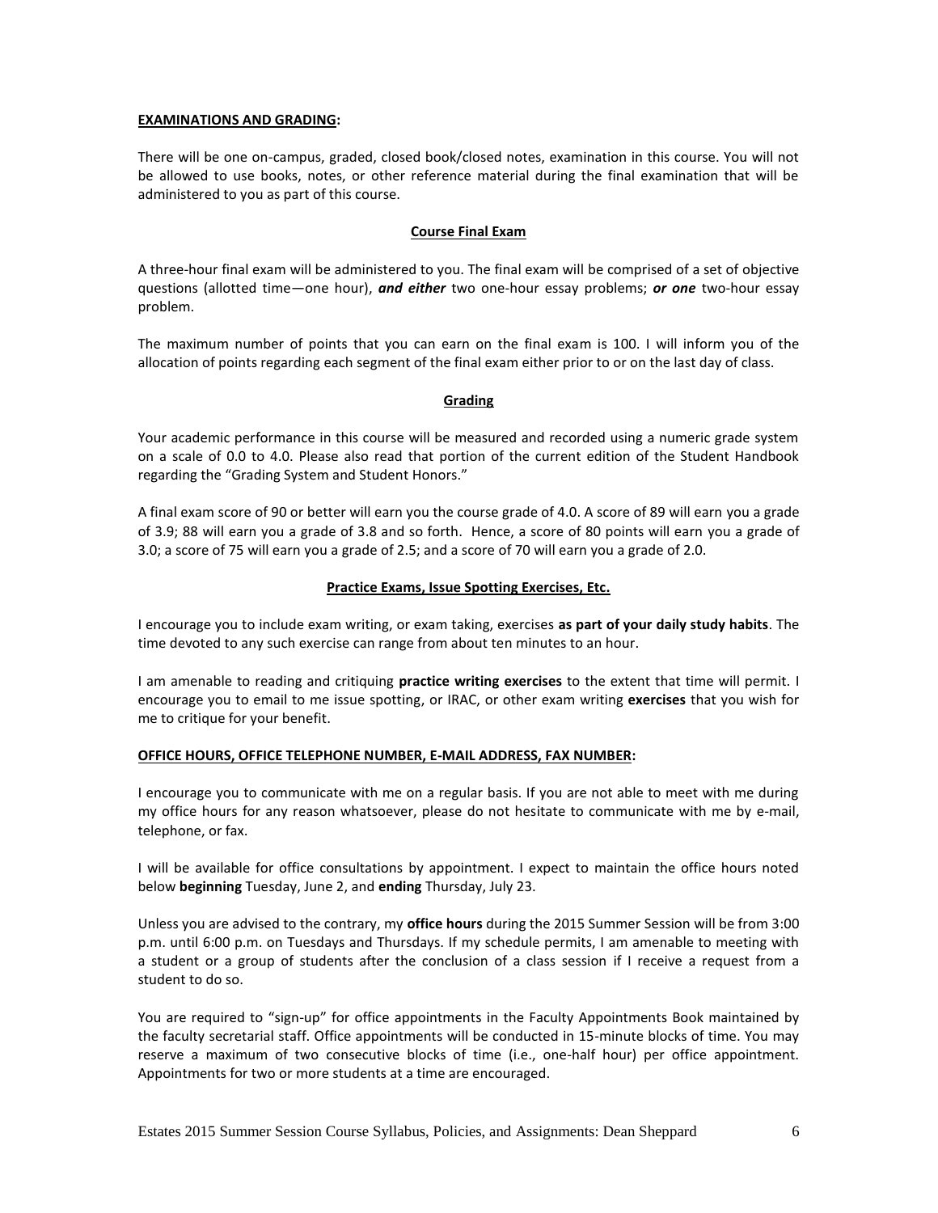**EXAMINATIONS AND GRADING:**

There will be one on-campus, graded, closed book/closed notes, examination in this course. You will not be allowed to use books, notes, or other reference material during the final examination that will be administered to you as part of this course.

**Course Final Exam**

A three-hour final exam will be administered to you. The final exam will be comprised of a set of objective questions (allotted time—one hour), ***and either*** two one-hour essay problems; ***or one*** two-hour essay problem.

The maximum number of points that you can earn on the final exam is 100. I will inform you of the allocation of points regarding each segment of the final exam either prior to or on the last day of class.

**Grading**

Your academic performance in this course will be measured and recorded using a numeric grade system on a scale of 0.0 to 4.0. Please also read that portion of the current edition of the Student Handbook regarding the "Grading System and Student Honors."

A final exam score of 90 or better will earn you the course grade of 4.0. A score of 89 will earn you a grade of 3.9; 88 will earn you a grade of 3.8 and so forth. Hence, a score of 80 points will earn you a grade of 3.0; a score of 75 will earn you a grade of 2.5; and a score of 70 will earn you a grade of 2.0.

**Practice Exams, Issue Spotting Exercises, Etc.**

I encourage you to include exam writing, or exam taking, exercises **as part of your daily study habits**. The time devoted to any such exercise can range from about ten minutes to an hour.

I am amenable to reading and critiquing **practice writing exercises** to the extent that time will permit. I encourage you to email to me issue spotting, or IRAC, or other exam writing **exercises** that you wish for me to critique for your benefit.

**OFFICE HOURS, OFFICE TELEPHONE NUMBER, E-MAIL ADDRESS, FAX NUMBER:**

I encourage you to communicate with me on a regular basis. If you are not able to meet with me during my office hours for any reason whatsoever, please do not hesitate to communicate with me by e-mail, telephone, or fax.

I will be available for office consultations by appointment. I expect to maintain the office hours noted below **beginning** Tuesday, June 2, and **ending** Thursday, July 23.

Unless you are advised to the contrary, my **office hours** during the 2015 Summer Session will be from 3:00 p.m. until 6:00 p.m. on Tuesdays and Thursdays. If my schedule permits, I am amenable to meeting with a student or a group of students after the conclusion of a class session if I receive a request from a student to do so.

You are required to "sign-up" for office appointments in the Faculty Appointments Book maintained by the faculty secretarial staff. Office appointments will be conducted in 15-minute blocks of time. You may reserve a maximum of two consecutive blocks of time (i.e., one-half hour) per office appointment. Appointments for two or more students at a time are encouraged.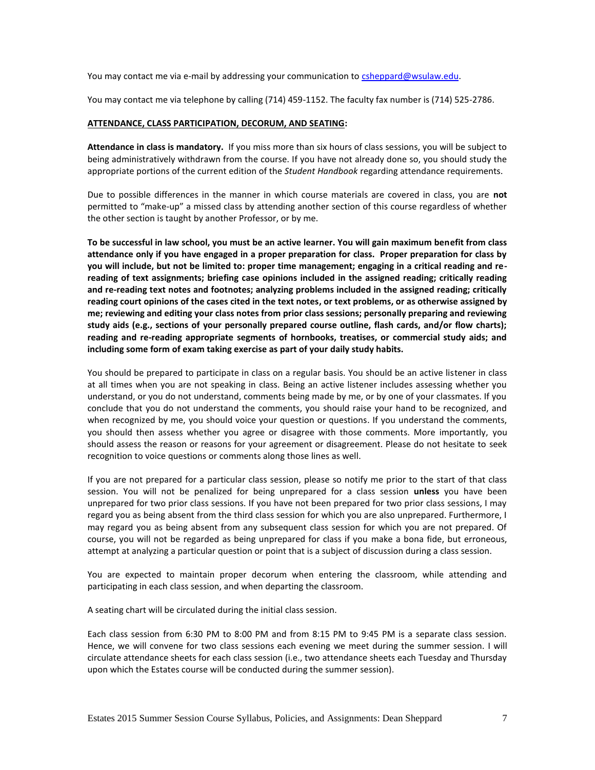You may contact me via e-mail by addressing your communication to [csheppard@wsulaw.edu](mailto:csheppard@wsulaw.edu).

You may contact me via telephone by calling (714) 459-1152. The faculty fax number is (714) 525-2786.

**ATTENDANCE, CLASS PARTICIPATION, DECORUM, AND SEATING:**

**Attendance in class is mandatory.** If you miss more than six hours of class sessions, you will be subject to being administratively withdrawn from the course. If you have not already done so, you should study the appropriate portions of the current edition of the *Student Handbook* regarding attendance requirements.

Due to possible differences in the manner in which course materials are covered in class, you are **not** permitted to "make-up" a missed class by attending another section of this course regardless of whether the other section is taught by another Professor, or by me.

**To be successful in law school, you must be an active learner. You will gain maximum benefit from class attendance only if you have engaged in a proper preparation for class. Proper preparation for class by you will include, but not be limited to: proper time management; engaging in a critical reading and re-reading of text assignments; briefing case opinions included in the assigned reading; critically reading and re-reading text notes and footnotes; analyzing problems included in the assigned reading; critically reading court opinions of the cases cited in the text notes, or text problems, or as otherwise assigned by me; reviewing and editing your class notes from prior class sessions; personally preparing and reviewing study aids (e.g., sections of your personally prepared course outline, flash cards, and/or flow charts); reading and re-reading appropriate segments of hornbooks, treatises, or commercial study aids; and including some form of exam taking exercise as part of your daily study habits.**

You should be prepared to participate in class on a regular basis. You should be an active listener in class at all times when you are not speaking in class. Being an active listener includes assessing whether you understand, or you do not understand, comments being made by me, or by one of your classmates. If you conclude that you do not understand the comments, you should raise your hand to be recognized, and when recognized by me, you should voice your question or questions. If you understand the comments, you should then assess whether you agree or disagree with those comments. More importantly, you should assess the reason or reasons for your agreement or disagreement. Please do not hesitate to seek recognition to voice questions or comments along those lines as well.

If you are not prepared for a particular class session, please so notify me prior to the start of that class session. You will not be penalized for being unprepared for a class session **unless** you have been unprepared for two prior class sessions. If you have not been prepared for two prior class sessions, I may regard you as being absent from the third class session for which you are also unprepared. Furthermore, I may regard you as being absent from any subsequent class session for which you are not prepared. Of course, you will not be regarded as being unprepared for class if you make a bona fide, but erroneous, attempt at analyzing a particular question or point that is a subject of discussion during a class session.

You are expected to maintain proper decorum when entering the classroom, while attending and participating in each class session, and when departing the classroom.

A seating chart will be circulated during the initial class session.

Each class session from 6:30 PM to 8:00 PM and from 8:15 PM to 9:45 PM is a separate class session. Hence, we will convene for two class sessions each evening we meet during the summer session. I will circulate attendance sheets for each class session (i.e., two attendance sheets each Tuesday and Thursday upon which the Estates course will be conducted during the summer session).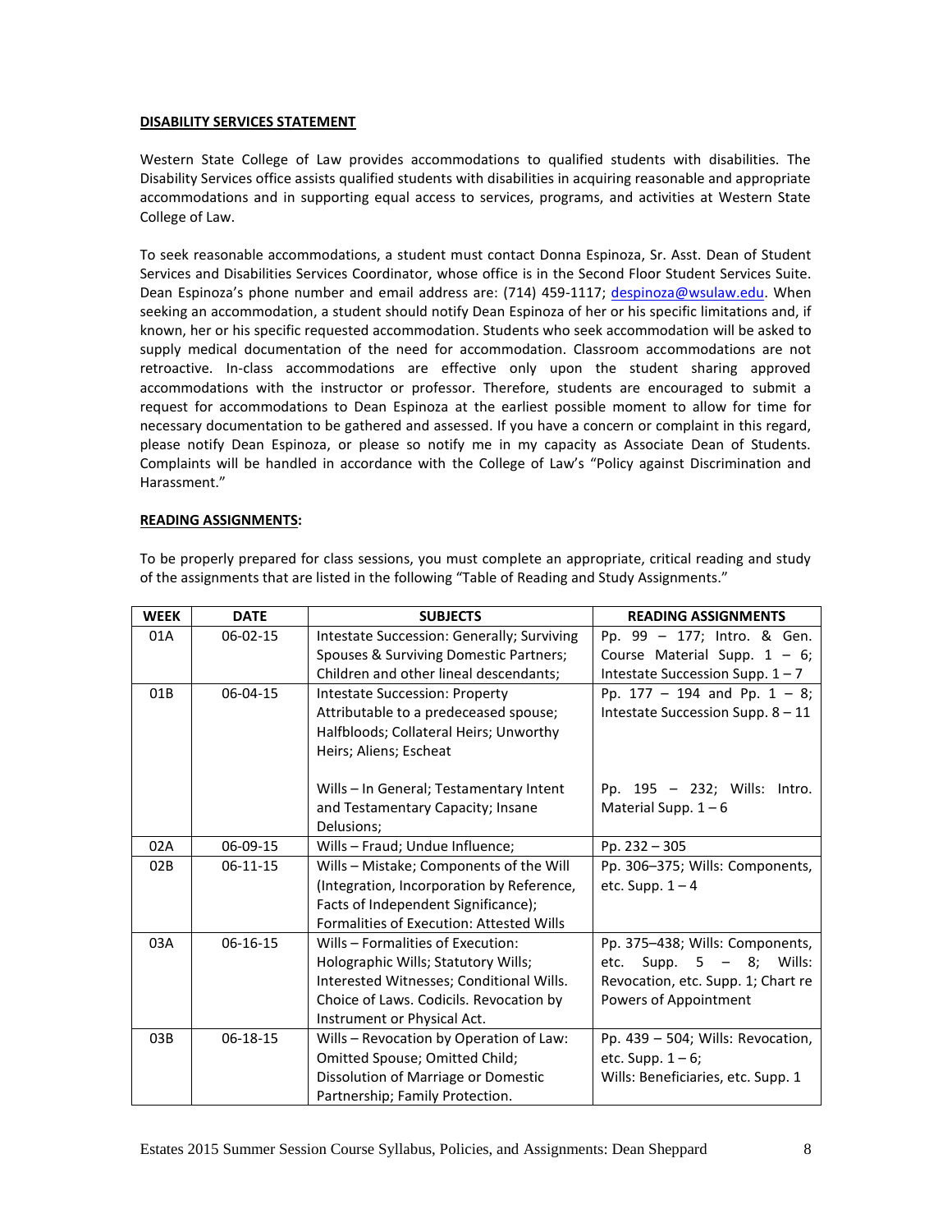**DISABILITY SERVICES STATEMENT**

Western State College of Law provides accommodations to qualified students with disabilities. The Disability Services office assists qualified students with disabilities in acquiring reasonable and appropriate accommodations and in supporting equal access to services, programs, and activities at Western State College of Law.

To seek reasonable accommodations, a student must contact Donna Espinoza, Sr. Asst. Dean of Student Services and Disabilities Services Coordinator, whose office is in the Second Floor Student Services Suite. Dean Espinoza's phone number and email address are: (714) 459-1117; despinoza@wsulaw.edu. When seeking an accommodation, a student should notify Dean Espinoza of her or his specific limitations and, if known, her or his specific requested accommodation. Students who seek accommodation will be asked to supply medical documentation of the need for accommodation. Classroom accommodations are not retroactive. In-class accommodations are effective only upon the student sharing approved accommodations with the instructor or professor. Therefore, students are encouraged to submit a request for accommodations to Dean Espinoza at the earliest possible moment to allow for time for necessary documentation to be gathered and assessed. If you have a concern or complaint in this regard, please notify Dean Espinoza, or please so notify me in my capacity as Associate Dean of Students. Complaints will be handled in accordance with the College of Law's "Policy against Discrimination and Harassment."

**READING ASSIGNMENTS:**

To be properly prepared for class sessions, you must complete an appropriate, critical reading and study of the assignments that are listed in the following "Table of Reading and Study Assignments."

| WEEK | DATE | SUBJECTS | READING ASSIGNMENTS |
|---|---|---|---|
| 01A | 06-02-15 | Intestate Succession: Generally; Surviving Spouses & Surviving Domestic Partners; Children and other lineal descendants; | Pp. 99 – 177; Intro. & Gen. Course Material Supp. 1 – 6; Intestate Succession Supp. 1 – 7 |
| 01B | 06-04-15 | Intestate Succession: Property Attributable to a predeceased spouse; Halfbloods; Collateral Heirs; Unworthy Heirs; Aliens; Escheat<br><br>Wills – In General; Testamentary Intent and Testamentary Capacity; Insane Delusions; | Pp. 177 – 194 and Pp. 1 – 8; Intestate Succession Supp. 8 – 11<br><br>Pp. 195 – 232; Wills: Intro. Material Supp. 1 – 6 |
| 02A | 06-09-15 | Wills – Fraud; Undue Influence; | Pp. 232 – 305 |
| 02B | 06-11-15 | Wills – Mistake; Components of the Will (Integration, Incorporation by Reference, Facts of Independent Significance); Formalities of Execution: Attested Wills | Pp. 306–375; Wills: Components, etc. Supp. 1 – 4 |
| 03A | 06-16-15 | Wills – Formalities of Execution: Holographic Wills; Statutory Wills; Interested Witnesses; Conditional Wills. Choice of Laws. Codicils. Revocation by Instrument or Physical Act. | Pp. 375–438; Wills: Components, etc. Supp. 5 – 8; Wills: Revocation, etc. Supp. 1; Chart re Powers of Appointment |
| 03B | 06-18-15 | Wills – Revocation by Operation of Law: Omitted Spouse; Omitted Child; Dissolution of Marriage or Domestic Partnership; Family Protection. | Pp. 439 – 504; Wills: Revocation, etc. Supp. 1 – 6;<br>Wills: Beneficiaries, etc. Supp. 1 |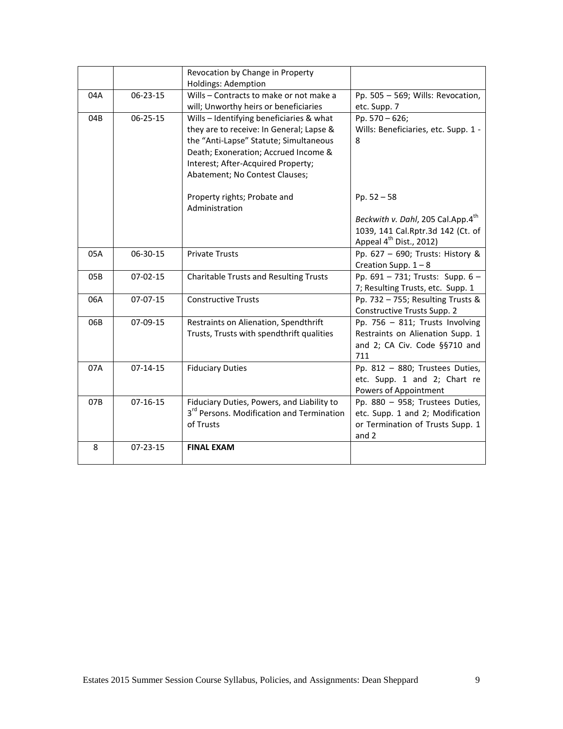| | | | |
|---|---|---|---|
| | | Revocation by Change in Property Holdings: Ademption | |
| 04A | 06-23-15 | Wills – Contracts to make or not make a will; Unworthy heirs or beneficiaries | Pp. 505 – 569; Wills: Revocation, etc. Supp. 7 |
| 04B | 06-25-15 | Wills – Identifying beneficiaries & what they are to receive: In General; Lapse & the "Anti-Lapse" Statute; Simultaneous Death; Exoneration; Accrued Income & Interest; After-Acquired Property; Abatement; No Contest Clauses;<br><br>Property rights; Probate and Administration | Pp. 570 – 626;<br>Wills: Beneficiaries, etc. Supp. 1 - 8<br><br>Pp. 52 – 58<br><br>*Beckwith v. Dahl*, 205 Cal.App.4th 1039, 141 Cal.Rptr.3d 142 (Ct. of Appeal 4th Dist., 2012) |
| 05A | 06-30-15 | Private Trusts | Pp. 627 – 690; Trusts: History & Creation Supp. 1 – 8 |
| 05B | 07-02-15 | Charitable Trusts and Resulting Trusts | Pp. 691 – 731; Trusts: Supp. 6 – 7; Resulting Trusts, etc. Supp. 1 |
| 06A | 07-07-15 | Constructive Trusts | Pp. 732 – 755; Resulting Trusts & Constructive Trusts Supp. 2 |
| 06B | 07-09-15 | Restraints on Alienation, Spendthrift Trusts, Trusts with spendthrift qualities | Pp. 756 – 811; Trusts Involving Restraints on Alienation Supp. 1 and 2; CA Civ. Code §§710 and 711 |
| 07A | 07-14-15 | Fiduciary Duties | Pp. 812 – 880; Trustees Duties, etc. Supp. 1 and 2; Chart re Powers of Appointment |
| 07B | 07-16-15 | Fiduciary Duties, Powers, and Liability to 3rd Persons. Modification and Termination of Trusts | Pp. 880 – 958; Trustees Duties, etc. Supp. 1 and 2; Modification or Termination of Trusts Supp. 1 and 2 |
| 8 | 07-23-15 | **FINAL EXAM** | |